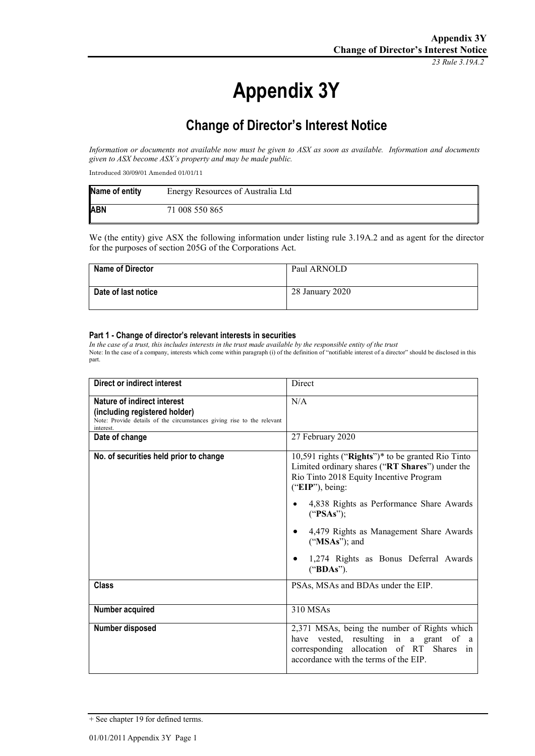# Appendix 3Y

## Change of Director's Interest Notice

*Information or documents not available now must be given to ASX as soon as available. Information and documents given to ASX become ASX's property and may be made public.*

Introduced 30/09/01 Amended 01/01/11

| | |
|---|---|
| **Name of entity** | Energy Resources of Australia Ltd |
| **ABN** | 71 008 550 865 |

We (the entity) give ASX the following information under listing rule 3.19A.2 and as agent for the director for the purposes of section 205G of the Corporations Act.

| | |
|---|---|
| **Name of Director** | Paul ARNOLD |
| **Date of last notice** | 28 January 2020 |

#### Part 1 - Change of director's relevant interests in securities

*In the case of a trust, this includes interests in the trust made available by the responsible entity of the trust*

Note: In the case of a company, interests which come within paragraph (i) of the definition of "notifiable interest of a director" should be disclosed in this part.

| | |
|---|---|
| **Direct or indirect interest** | Direct |
| **Nature of indirect interest (including registered holder)**<br>Note: Provide details of the circumstances giving rise to the relevant interest. | N/A |
| **Date of change** | 27 February 2020 |
| **No. of securities held prior to change** | 10,591 rights ("**Rights**")* to be granted Rio Tinto Limited ordinary shares ("**RT Shares**") under the Rio Tinto 2018 Equity Incentive Program ("**EIP**"), being:<br>• 4,838 Rights as Performance Share Awards ("**PSAs**");<br>• 4,479 Rights as Management Share Awards ("**MSAs**"); and<br>• 1,274 Rights as Bonus Deferral Awards ("**BDAs**"). |
| **Class** | PSAs, MSAs and BDAs under the EIP. |
| **Number acquired** | 310 MSAs |
| **Number disposed** | 2,371 MSAs, being the number of Rights which have vested, resulting in a grant of a corresponding allocation of RT Shares in accordance with the terms of the EIP. |

+ See chapter 19 for defined terms.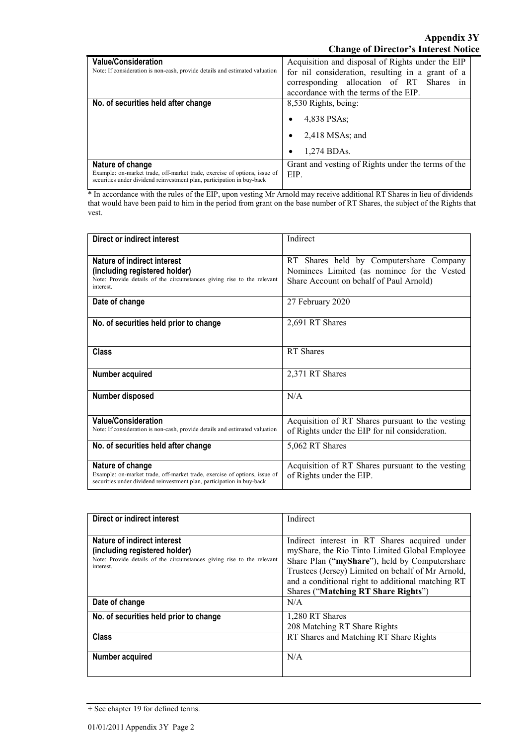| | |
|---|---|
| **Value/Consideration**<br>Note: If consideration is non-cash, provide details and estimated valuation | Acquisition and disposal of Rights under the EIP for nil consideration, resulting in a grant of a corresponding allocation of RT Shares in accordance with the terms of the EIP. |
| **No. of securities held after change** | 8,530 Rights, being:<br>• 4,838 PSAs;<br>• 2,418 MSAs; and<br>• 1,274 BDAs. |
| **Nature of change**<br>Example: on-market trade, off-market trade, exercise of options, issue of securities under dividend reinvestment plan, participation in buy-back | Grant and vesting of Rights under the terms of the EIP. |

* In accordance with the rules of the EIP, upon vesting Mr Arnold may receive additional RT Shares in lieu of dividends that would have been paid to him in the period from grant on the base number of RT Shares, the subject of the Rights that vest.

| | |
|---|---|
| **Direct or indirect interest** | Indirect |
| **Nature of indirect interest (including registered holder)**<br>Note: Provide details of the circumstances giving rise to the relevant interest. | RT Shares held by Computershare Company Nominees Limited (as nominee for the Vested Share Account on behalf of Paul Arnold) |
| **Date of change** | 27 February 2020 |
| **No. of securities held prior to change** | 2,691 RT Shares |
| **Class** | RT Shares |
| **Number acquired** | 2,371 RT Shares |
| **Number disposed** | N/A |
| **Value/Consideration**<br>Note: If consideration is non-cash, provide details and estimated valuation | Acquisition of RT Shares pursuant to the vesting of Rights under the EIP for nil consideration. |
| **No. of securities held after change** | 5,062 RT Shares |
| **Nature of change**<br>Example: on-market trade, off-market trade, exercise of options, issue of securities under dividend reinvestment plan, participation in buy-back | Acquisition of RT Shares pursuant to the vesting of Rights under the EIP. |

| | |
|---|---|
| **Direct or indirect interest** | Indirect |
| **Nature of indirect interest (including registered holder)**<br>Note: Provide details of the circumstances giving rise to the relevant interest. | Indirect interest in RT Shares acquired under myShare, the Rio Tinto Limited Global Employee Share Plan ("**myShare**"), held by Computershare Trustees (Jersey) Limited on behalf of Mr Arnold, and a conditional right to additional matching RT Shares ("**Matching RT Share Rights**") |
| **Date of change** | N/A |
| **No. of securities held prior to change** | 1,280 RT Shares<br>208 Matching RT Share Rights |
| **Class** | RT Shares and Matching RT Share Rights |
| **Number acquired** | N/A |

+ See chapter 19 for defined terms.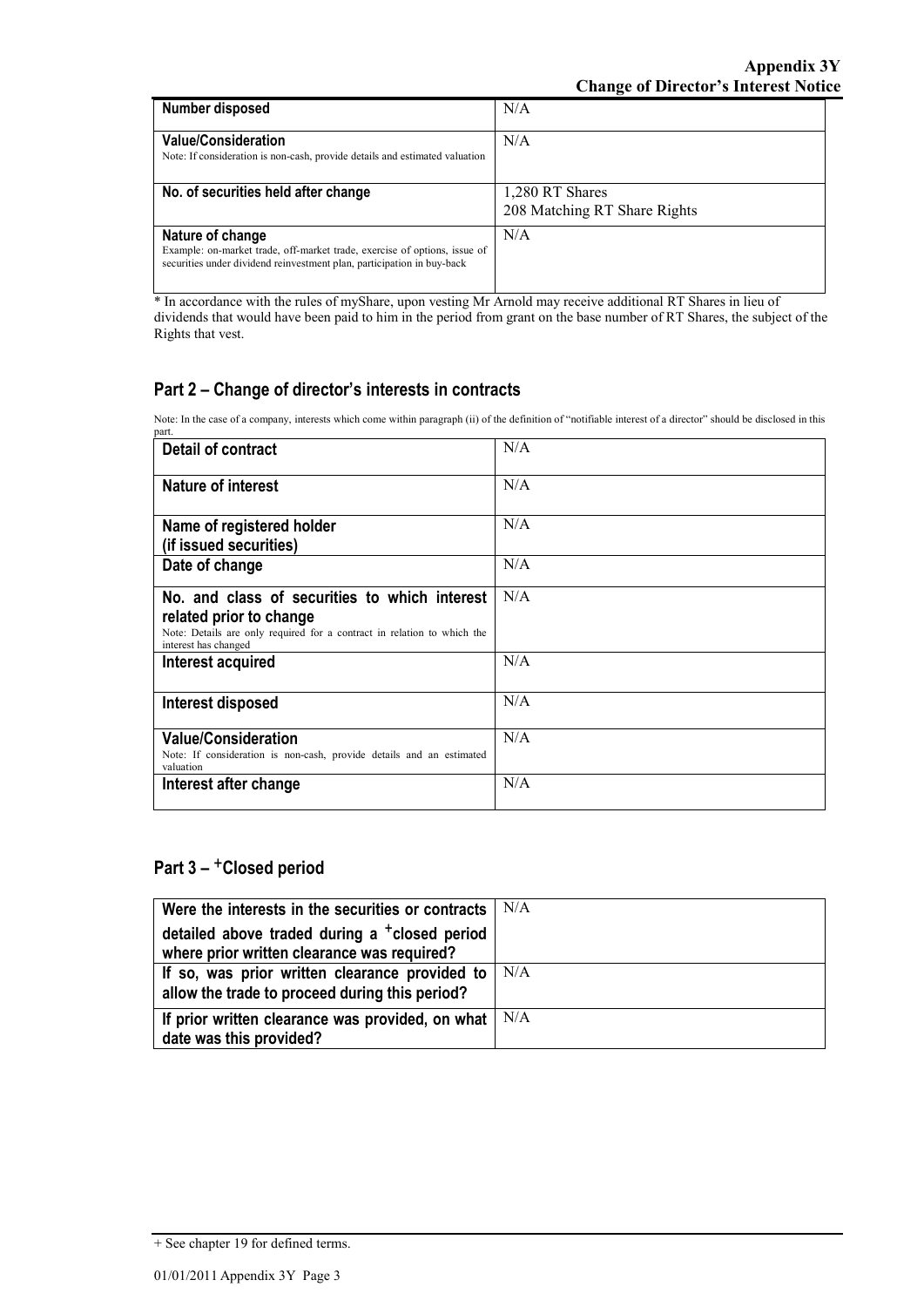| | |
|---|---|
| **Number disposed** | N/A |
| **Value/Consideration**<br>Note: If consideration is non-cash, provide details and estimated valuation | N/A |
| **No. of securities held after change** | 1,280 RT Shares<br>208 Matching RT Share Rights |
| **Nature of change**<br>Example: on-market trade, off-market trade, exercise of options, issue of securities under dividend reinvestment plan, participation in buy-back | N/A |

* In accordance with the rules of myShare, upon vesting Mr Arnold may receive additional RT Shares in lieu of dividends that would have been paid to him in the period from grant on the base number of RT Shares, the subject of the Rights that vest.

## Part 2 – Change of director's interests in contracts

Note: In the case of a company, interests which come within paragraph (ii) of the definition of "notifiable interest of a director" should be disclosed in this part.

| | |
|---|---|
| **Detail of contract** | N/A |
| **Nature of interest** | N/A |
| **Name of registered holder (if issued securities)** | N/A |
| **Date of change** | N/A |
| **No. and class of securities to which interest related prior to change**<br>Note: Details are only required for a contract in relation to which the interest has changed | N/A |
| **Interest acquired** | N/A |
| **Interest disposed** | N/A |
| **Value/Consideration**<br>Note: If consideration is non-cash, provide details and an estimated valuation | N/A |
| **Interest after change** | N/A |

## Part 3 – +Closed period

| | |
|---|---|
| **Were the interests in the securities or contracts detailed above traded during a +closed period where prior written clearance was required?** | N/A |
| **If so, was prior written clearance provided to allow the trade to proceed during this period?** | N/A |
| **If prior written clearance was provided, on what date was this provided?** | N/A |

+ See chapter 19 for defined terms.